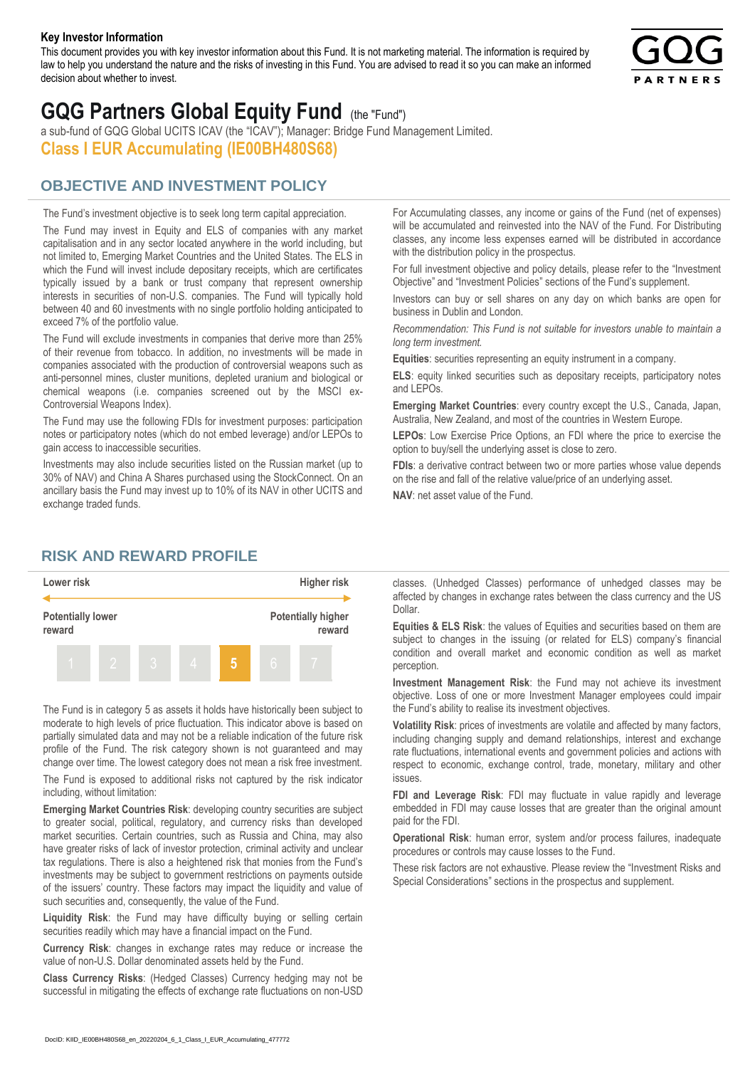**Key Investor Information**

This document provides you with key investor information about this Fund. It is not marketing material. The information is required by law to help you understand the nature and the risks of investing in this Fund. You are advised to read it so you can make an informed decision about whether to invest.

# GQG Partners Global Equity Fund (the "Fund")

a sub-fund of GQG Global UCITS ICAV (the "ICAV"); Manager: Bridge Fund Management Limited.

**Class I EUR Accumulating (IE00BH480S68)**

## OBJECTIVE AND INVESTMENT POLICY

The Fund's investment objective is to seek long term capital appreciation.

The Fund may invest in Equity and ELS of companies with any market capitalisation and in any sector located anywhere in the world including, but not limited to, Emerging Market Countries and the United States. The ELS in which the Fund will invest include depositary receipts, which are certificates typically issued by a bank or trust company that represent ownership interests in securities of non-U.S. companies. The Fund will typically hold between 40 and 60 investments with no single portfolio holding anticipated to exceed 7% of the portfolio value.

The Fund will exclude investments in companies that derive more than 25% of their revenue from tobacco. In addition, no investments will be made in companies associated with the production of controversial weapons such as anti-personnel mines, cluster munitions, depleted uranium and biological or chemical weapons (i.e. companies screened out by the MSCI ex-Controversial Weapons Index).

The Fund may use the following FDIs for investment purposes: participation notes or participatory notes (which do not embed leverage) and/or LEPOs to gain access to inaccessible securities.

Investments may also include securities listed on the Russian market (up to 30% of NAV) and China A Shares purchased using the StockConnect. On an ancillary basis the Fund may invest up to 10% of its NAV in other UCITS and exchange traded funds.

For Accumulating classes, any income or gains of the Fund (net of expenses) will be accumulated and reinvested into the NAV of the Fund. For Distributing classes, any income less expenses earned will be distributed in accordance with the distribution policy in the prospectus.

For full investment objective and policy details, please refer to the "Investment Objective" and "Investment Policies" sections of the Fund's supplement.

Investors can buy or sell shares on any day on which banks are open for business in Dublin and London.

*Recommendation: This Fund is not suitable for investors unable to maintain a long term investment.*

**Equities**: securities representing an equity instrument in a company.

**ELS**: equity linked securities such as depositary receipts, participatory notes and LEPOs.

**Emerging Market Countries**: every country except the U.S., Canada, Japan, Australia, New Zealand, and most of the countries in Western Europe.

**LEPOs**: Low Exercise Price Options, an FDI where the price to exercise the option to buy/sell the underlying asset is close to zero.

**FDIs**: a derivative contract between two or more parties whose value depends on the rise and fall of the relative value/price of an underlying asset.

**NAV**: net asset value of the Fund.

## RISK AND REWARD PROFILE

| Lower risk | | | | | | Higher risk |
|---|---|---|---|---|---|---|
| Potentially lower reward | | | | | | Potentially higher reward |
| 1 | 2 | 3 | 4 | **5** | 6 | 7 |

The Fund is in category 5 as assets it holds have historically been subject to moderate to high levels of price fluctuation. This indicator above is based on partially simulated data and may not be a reliable indication of the future risk profile of the Fund. The risk category shown is not guaranteed and may change over time. The lowest category does not mean a risk free investment.

The Fund is exposed to additional risks not captured by the risk indicator including, without limitation:

**Emerging Market Countries Risk**: developing country securities are subject to greater social, political, regulatory, and currency risks than developed market securities. Certain countries, such as Russia and China, may also have greater risks of lack of investor protection, criminal activity and unclear tax regulations. There is also a heightened risk that monies from the Fund's investments may be subject to government restrictions on payments outside of the issuers' country. These factors may impact the liquidity and value of such securities and, consequently, the value of the Fund.

**Liquidity Risk**: the Fund may have difficulty buying or selling certain securities readily which may have a financial impact on the Fund.

**Currency Risk**: changes in exchange rates may reduce or increase the value of non-U.S. Dollar denominated assets held by the Fund.

**Class Currency Risks**: (Hedged Classes) Currency hedging may not be successful in mitigating the effects of exchange rate fluctuations on non-USD classes. (Unhedged Classes) performance of unhedged classes may be affected by changes in exchange rates between the class currency and the US Dollar.

**Equities & ELS Risk**: the values of Equities and securities based on them are subject to changes in the issuing (or related for ELS) company's financial condition and overall market and economic condition as well as market perception.

**Investment Management Risk**: the Fund may not achieve its investment objective. Loss of one or more Investment Manager employees could impair the Fund's ability to realise its investment objectives.

**Volatility Risk**: prices of investments are volatile and affected by many factors, including changing supply and demand relationships, interest and exchange rate fluctuations, international events and government policies and actions with respect to economic, exchange control, trade, monetary, military and other issues.

**FDI and Leverage Risk**: FDI may fluctuate in value rapidly and leverage embedded in FDI may cause losses that are greater than the original amount paid for the FDI.

**Operational Risk**: human error, system and/or process failures, inadequate procedures or controls may cause losses to the Fund.

These risk factors are not exhaustive. Please review the "Investment Risks and Special Considerations" sections in the prospectus and supplement.

DocID: KIID_IE00BH480S68_en_20220204_6_1_Class_I_EUR_Accumulating_477772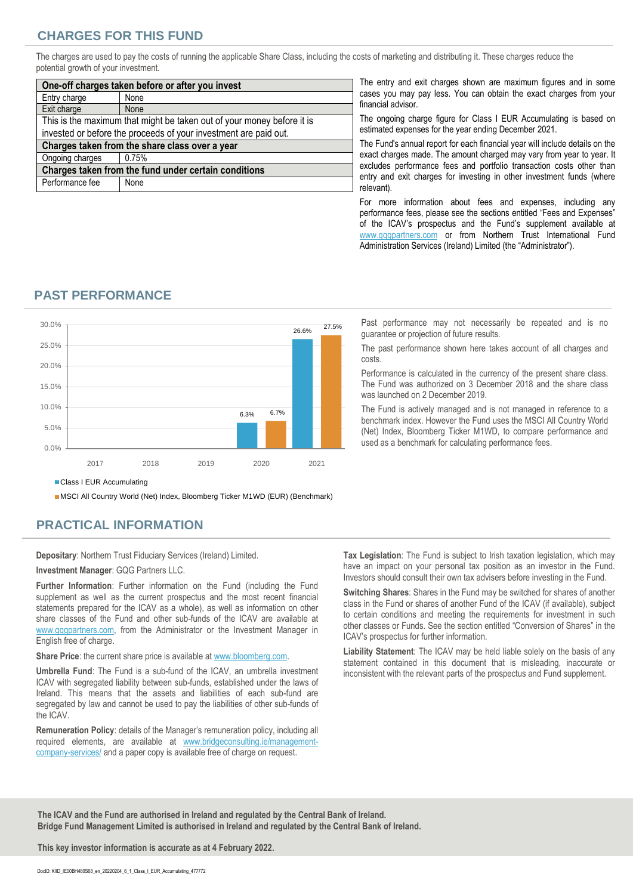## CHARGES FOR THIS FUND

The charges are used to pay the costs of running the applicable Share Class, including the costs of marketing and distributing it. These charges reduce the potential growth of your investment.

| One-off charges taken before or after you invest | |
|---|---|
| Entry charge | None |
| Exit charge | None |
| This is the maximum that might be taken out of your money before it is invested or before the proceeds of your investment are paid out. | |
| **Charges taken from the share class over a year** | |
| Ongoing charges | 0.75% |
| **Charges taken from the fund under certain conditions** | |
| Performance fee | None |

The entry and exit charges shown are maximum figures and in some cases you may pay less. You can obtain the exact charges from your financial advisor.

The ongoing charge figure for Class I EUR Accumulating is based on estimated expenses for the year ending December 2021.

The Fund's annual report for each financial year will include details on the exact charges made. The amount charged may vary from year to year. It excludes performance fees and portfolio transaction costs other than entry and exit charges for investing in other investment funds (where relevant).

For more information about fees and expenses, including any performance fees, please see the sections entitled "Fees and Expenses" of the ICAV's prospectus and the Fund's supplement available at www.gqgpartners.com or from Northern Trust International Fund Administration Services (Ireland) Limited (the "Administrator").

## PAST PERFORMANCE

30.0%
25.0%
20.0%
15.0%
10.0%
5.0%
0.0%

2017 2018 2019 2020 2021

6.3% 6.7% 26.6% 27.5%

■ Class I EUR Accumulating

■ MSCI All Country World (Net) Index, Bloomberg Ticker M1WD (EUR) (Benchmark)

Past performance may not necessarily be repeated and is no guarantee or projection of future results.

The past performance shown here takes account of all charges and costs.

Performance is calculated in the currency of the present share class. The Fund was authorized on 3 December 2018 and the share class was launched on 2 December 2019.

The Fund is actively managed and is not managed in reference to a benchmark index. However the Fund uses the MSCI All Country World (Net) Index, Bloomberg Ticker M1WD, to compare performance and used as a benchmark for calculating performance fees.

## PRACTICAL INFORMATION

**Depositary**: Northern Trust Fiduciary Services (Ireland) Limited.

**Investment Manager**: GQG Partners LLC.

**Further Information**: Further information on the Fund (including the Fund supplement as well as the current prospectus and the most recent financial statements prepared for the ICAV as a whole), as well as information on other share classes of the Fund and other sub-funds of the ICAV are available at www.gqgpartners.com, from the Administrator or the Investment Manager in English free of charge.

**Share Price**: the current share price is available at www.bloomberg.com.

**Umbrella Fund**: The Fund is a sub-fund of the ICAV, an umbrella investment ICAV with segregated liability between sub-funds, established under the laws of Ireland. This means that the assets and liabilities of each sub-fund are segregated by law and cannot be used to pay the liabilities of other sub-funds of the ICAV.

**Remuneration Policy**: details of the Manager's remuneration policy, including all required elements, are available at www.bridgeconsulting.ie/management-company-services/ and a paper copy is available free of charge on request.

**Tax Legislation**: The Fund is subject to Irish taxation legislation, which may have an impact on your personal tax position as an investor in the Fund. Investors should consult their own tax advisers before investing in the Fund.

**Switching Shares**: Shares in the Fund may be switched for shares of another class in the Fund or shares of another Fund of the ICAV (if available), subject to certain conditions and meeting the requirements for investment in such other classes or Funds. See the section entitled "Conversion of Shares" in the ICAV's prospectus for further information.

**Liability Statement**: The ICAV may be held liable solely on the basis of any statement contained in this document that is misleading, inaccurate or inconsistent with the relevant parts of the prospectus and Fund supplement.

**The ICAV and the Fund are authorised in Ireland and regulated by the Central Bank of Ireland.**
**Bridge Fund Management Limited is authorised in Ireland and regulated by the Central Bank of Ireland.**

**This key investor information is accurate as at 4 February 2022.**

DocID: KIID_IE00BH480S68_en_20220204_6_1_Class_I_EUR_Accumulating_477772